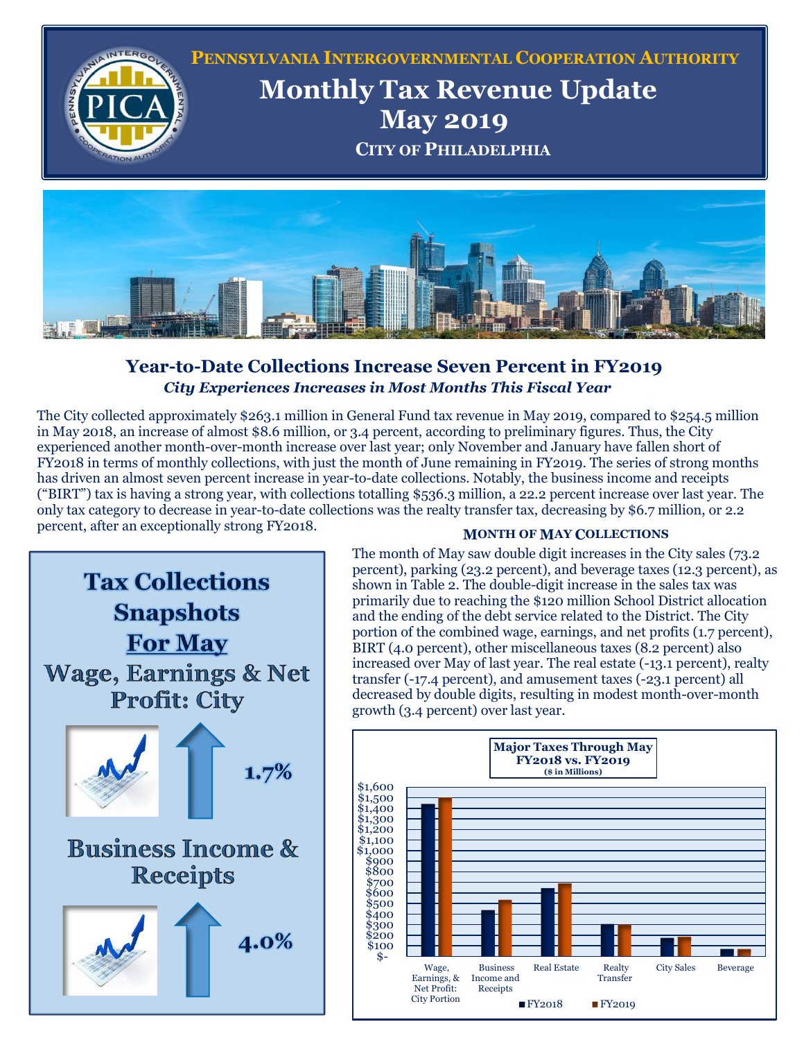# Pennsylvania Intergovernmental Cooperation Authority

# Monthly Tax Revenue Update May 2019

## City of Philadelphia

## Year-to-Date Collections Increase Seven Percent in FY2019

### *City Experiences Increases in Most Months This Fiscal Year*

The City collected approximately $263.1 million in General Fund tax revenue in May 2019, compared to $254.5 million in May 2018, an increase of almost $8.6 million, or 3.4 percent, according to preliminary figures. Thus, the City experienced another month-over-month increase over last year; only November and January have fallen short of FY2018 in terms of monthly collections, with just the month of June remaining in FY2019. The series of strong months has driven an almost seven percent increase in year-to-date collections. Notably, the business income and receipts ("BIRT") tax is having a strong year, with collections totalling $536.3 million, a 22.2 percent increase over last year. The only tax category to decrease in year-to-date collections was the realty transfer tax, decreasing by $6.7 million, or 2.2 percent, after an exceptionally strong FY2018.

### Month of May Collections

The month of May saw double digit increases in the City sales (73.2 percent), parking (23.2 percent), and beverage taxes (12.3 percent), as shown in Table 2. The double-digit increase in the sales tax was primarily due to reaching the $120 million School District allocation and the ending of the debt service related to the District. The City portion of the combined wage, earnings, and net profits (1.7 percent), BIRT (4.0 percent), other miscellaneous taxes (8.2 percent) also increased over May of last year. The real estate (-13.1 percent), realty transfer (-17.4 percent), and amusement taxes (-23.1 percent) all decreased by double digits, resulting in modest month-over-month growth (3.4 percent) over last year.

**Tax Collections Snapshots For May**

**Wage, Earnings & Net Profit: City** — 1.7%

**Business Income & Receipts** — 4.0%

**Major Taxes Through May FY2018 vs. FY2019 ($ in Millions)**

Categories: Wage, Earnings, & Net Profit: City Portion; Business Income and Receipts; Real Estate; Realty Transfer; City Sales; Beverage

Legend: FY2018, FY2019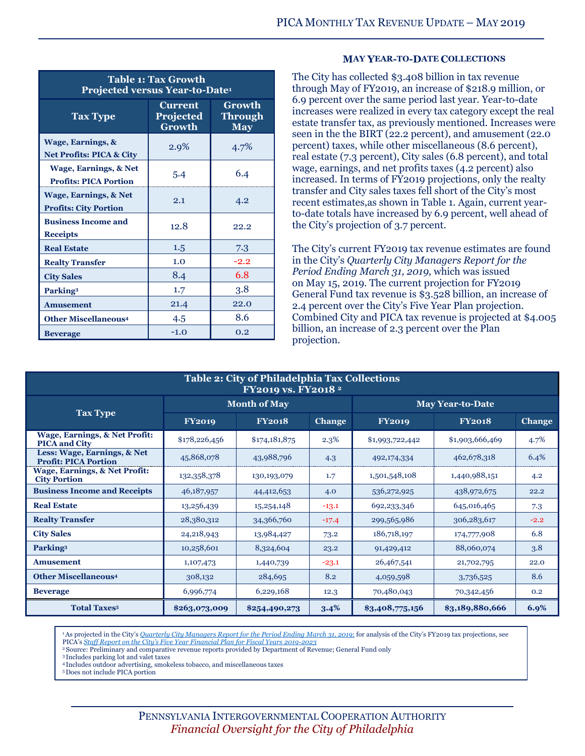**Table 1: Tax Growth Projected versus Year-to-Date[1]**

| Tax Type | Current Projected Growth | Growth Through May |
| --- | --- | --- |
| Wage, Earnings, & Net Profits: PICA & City | 2.9% | 4.7% |
| Wage, Earnings, & Net Profits: PICA Portion | 5.4 | 6.4 |
| Wage, Earnings, & Net Profits: City Portion | 2.1 | 4.2 |
| Business Income and Receipts | 12.8 | 22.2 |
| Real Estate | 1.5 | 7.3 |
| Realty Transfer | 1.0 | -2.2 |
| City Sales | 8.4 | 6.8 |
| Parking[3] | 1.7 | 3.8 |
| Amusement | 21.4 | 22.0 |
| Other Miscellaneous[4] | 4.5 | 8.6 |
| Beverage | -1.0 | 0.2 |

### May Year-to-Date Collections

The City has collected $3.408 billion in tax revenue through May of FY2019, an increase of $218.9 million, or 6.9 percent over the same period last year. Year-to-date increases were realized in every tax category except the real estate transfer tax, as previously mentioned. Increases were seen in the the BIRT (22.2 percent), and amusement (22.0 percent) taxes, while other miscellaneous (8.6 percent), real estate (7.3 percent), City sales (6.8 percent), and total wage, earnings, and net profits taxes (4.2 percent) also increased. In terms of FY2019 projections, only the realty transfer and City sales taxes fell short of the City's most recent estimates,as shown in Table 1. Again, current year-to-date totals have increased by 6.9 percent, well ahead of the City's projection of 3.7 percent.

The City's current FY2019 tax revenue estimates are found in the City's *Quarterly City Managers Report for the Period Ending March 31, 2019*, which was issued on May 15, 2019. The current projection for FY2019 General Fund tax revenue is $3.528 billion, an increase of 2.4 percent over the City's Five Year Plan projection. Combined City and PICA tax revenue is projected at $4.005 billion, an increase of 2.3 percent over the Plan projection.

**Table 2: City of Philadelphia Tax Collections FY2019 vs. FY2018 [2]**

| Tax Type | Month of May | | | May Year-to-Date | | |
| --- | --- | --- | --- | --- | --- | --- |
| | FY2019 | FY2018 | Change | FY2019 | FY2018 | Change |
| Wage, Earnings, & Net Profit: PICA and City | $178,226,456 | $174,181,875 | 2.3% | $1,993,722,442 | $1,903,666,469 | 4.7% |
| Less: Wage, Earnings, & Net Profit: PICA Portion | 45,868,078 | 43,988,796 | 4.3 | 492,174,334 | 462,678,318 | 6.4% |
| Wage, Earnings, & Net Profit: City Portion | 132,358,378 | 130,193,079 | 1.7 | 1,501,548,108 | 1,440,988,151 | 4.2 |
| Business Income and Receipts | 46,187,957 | 44,412,653 | 4.0 | 536,272,925 | 438,972,675 | 22.2 |
| Real Estate | 13,256,439 | 15,254,148 | -13.1 | 692,233,346 | 645,016,465 | 7.3 |
| Realty Transfer | 28,380,312 | 34,366,760 | -17.4 | 299,565,986 | 306,283,617 | -2.2 |
| City Sales | 24,218,943 | 13,984,427 | 73.2 | 186,718,197 | 174,777,908 | 6.8 |
| Parking[3] | 10,258,601 | 8,324,604 | 23.2 | 91,429,412 | 88,060,074 | 3.8 |
| Amusement | 1,107,473 | 1,440,739 | -23.1 | 26,467,541 | 21,702,795 | 22.0 |
| Other Miscellaneous[4] | 308,132 | 284,695 | 8.2 | 4,059,598 | 3,736,525 | 8.6 |
| Beverage | 6,996,774 | 6,229,168 | 12.3 | 70,480,043 | 70,342,456 | 0.2 |
| **Total Taxes[5]** | **$263,073,009** | **$254,490,273** | **3.4%** | **$3,408,775,156** | **$3,189,880,666** | **6.9%** |

[1] As projected in the City's *Quarterly City Managers Report for the Period Ending March 31, 2019*; for analysis of the City's FY2019 tax projections, see PICA's *Staff Report on the City's Five Year Financial Plan for Fiscal Years 2019-2023*
[2] Source: Preliminary and comparative revenue reports provided by Department of Revenue; General Fund only
[3] Includes parking lot and valet taxes
[4] Includes outdoor advertising, smokeless tobacco, and miscellaneous taxes
[5] Does not include PICA portion